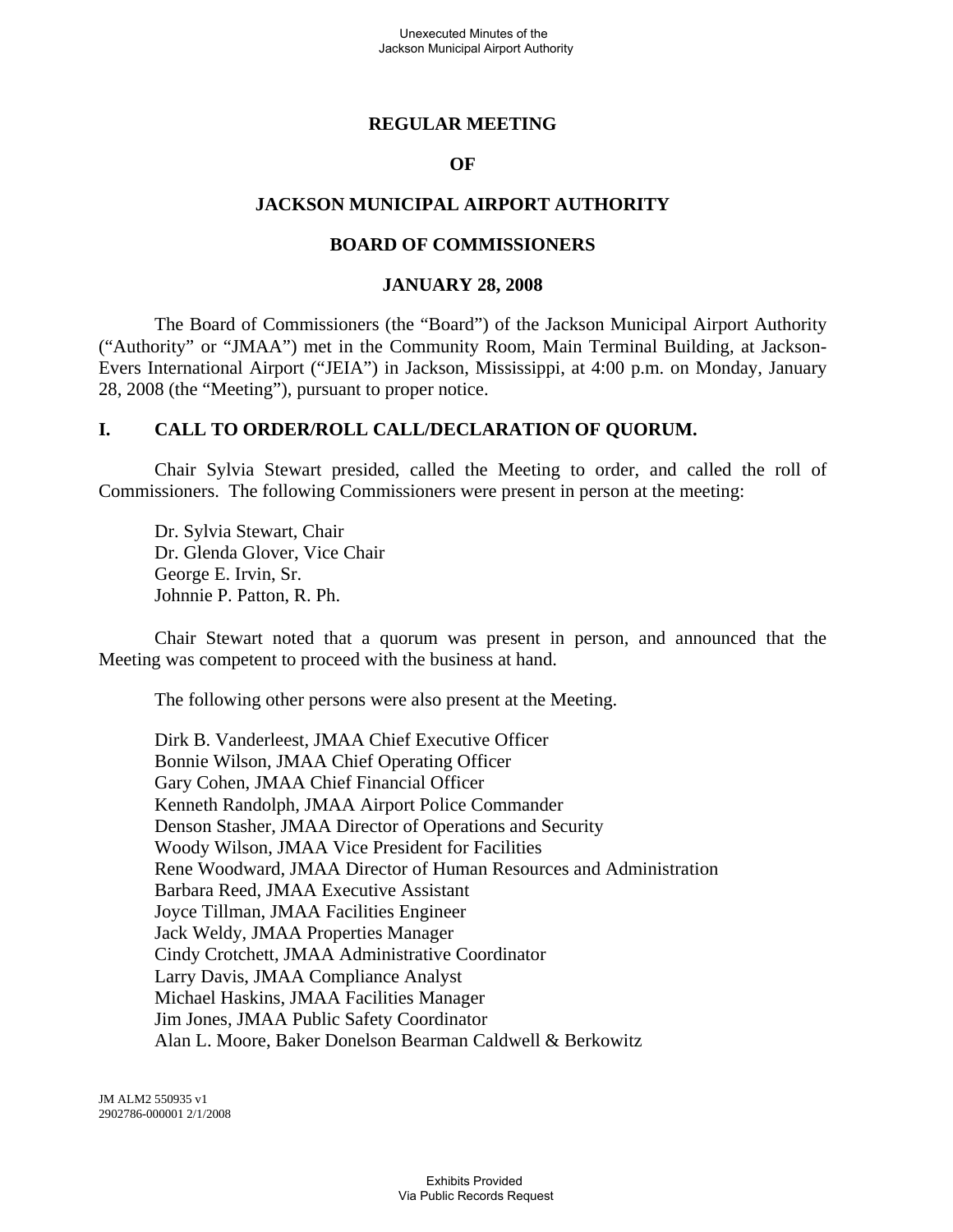# REGULAR MEETING

# OF

# JACKSON MUNICIPAL AIRPORT AUTHORITY

# BOARD OF COMMISSIONERS

# JANUARY 28, 2008

The Board of Commissioners (the "Board") of the Jackson Municipal Airport Authority ("Authority" or "JMAA") met in the Community Room, Main Terminal Building, at Jackson-Evers International Airport ("JEIA") in Jackson, Mississippi, at 4:00 p.m. on Monday, January 28, 2008 (the "Meeting"), pursuant to proper notice.

## I. CALL TO ORDER/ROLL CALL/DECLARATION OF QUORUM.

Chair Sylvia Stewart presided, called the Meeting to order, and called the roll of Commissioners. The following Commissioners were present in person at the meeting:

Dr. Sylvia Stewart, Chair
Dr. Glenda Glover, Vice Chair
George E. Irvin, Sr.
Johnnie P. Patton, R. Ph.

Chair Stewart noted that a quorum was present in person, and announced that the Meeting was competent to proceed with the business at hand.

The following other persons were also present at the Meeting.

Dirk B. Vanderleest, JMAA Chief Executive Officer
Bonnie Wilson, JMAA Chief Operating Officer
Gary Cohen, JMAA Chief Financial Officer
Kenneth Randolph, JMAA Airport Police Commander
Denson Stasher, JMAA Director of Operations and Security
Woody Wilson, JMAA Vice President for Facilities
Rene Woodward, JMAA Director of Human Resources and Administration
Barbara Reed, JMAA Executive Assistant
Joyce Tillman, JMAA Facilities Engineer
Jack Weldy, JMAA Properties Manager
Cindy Crotchett, JMAA Administrative Coordinator
Larry Davis, JMAA Compliance Analyst
Michael Haskins, JMAA Facilities Manager
Jim Jones, JMAA Public Safety Coordinator
Alan L. Moore, Baker Donelson Bearman Caldwell & Berkowitz

JM ALM2 550935 v1
2902786-000001 2/1/2008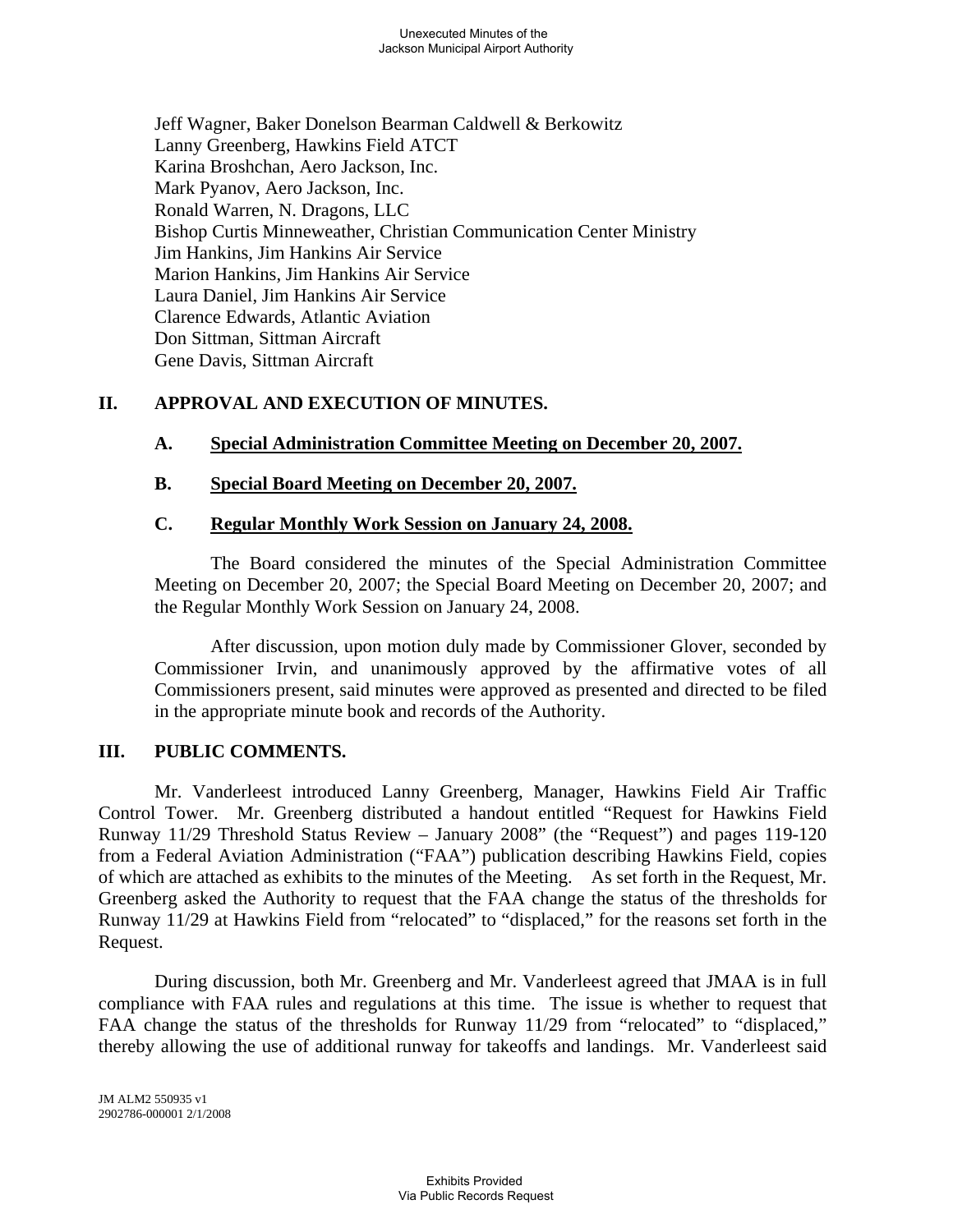Jeff Wagner, Baker Donelson Bearman Caldwell & Berkowitz
Lanny Greenberg, Hawkins Field ATCT
Karina Broshchan, Aero Jackson, Inc.
Mark Pyanov, Aero Jackson, Inc.
Ronald Warren, N. Dragons, LLC
Bishop Curtis Minneweather, Christian Communication Center Ministry
Jim Hankins, Jim Hankins Air Service
Marion Hankins, Jim Hankins Air Service
Laura Daniel, Jim Hankins Air Service
Clarence Edwards, Atlantic Aviation
Don Sittman, Sittman Aircraft
Gene Davis, Sittman Aircraft

## II. APPROVAL AND EXECUTION OF MINUTES.

### A. Special Administration Committee Meeting on December 20, 2007.

### B. Special Board Meeting on December 20, 2007.

### C. Regular Monthly Work Session on January 24, 2008.

The Board considered the minutes of the Special Administration Committee Meeting on December 20, 2007; the Special Board Meeting on December 20, 2007; and the Regular Monthly Work Session on January 24, 2008.

After discussion, upon motion duly made by Commissioner Glover, seconded by Commissioner Irvin, and unanimously approved by the affirmative votes of all Commissioners present, said minutes were approved as presented and directed to be filed in the appropriate minute book and records of the Authority.

## III. PUBLIC COMMENTS.

Mr. Vanderleest introduced Lanny Greenberg, Manager, Hawkins Field Air Traffic Control Tower. Mr. Greenberg distributed a handout entitled "Request for Hawkins Field Runway 11/29 Threshold Status Review – January 2008" (the "Request") and pages 119-120 from a Federal Aviation Administration ("FAA") publication describing Hawkins Field, copies of which are attached as exhibits to the minutes of the Meeting. As set forth in the Request, Mr. Greenberg asked the Authority to request that the FAA change the status of the thresholds for Runway 11/29 at Hawkins Field from "relocated" to "displaced," for the reasons set forth in the Request.

During discussion, both Mr. Greenberg and Mr. Vanderleest agreed that JMAA is in full compliance with FAA rules and regulations at this time. The issue is whether to request that FAA change the status of the thresholds for Runway 11/29 from "relocated" to "displaced," thereby allowing the use of additional runway for takeoffs and landings. Mr. Vanderleest said

JM ALM2 550935 v1
2902786-000001 2/1/2008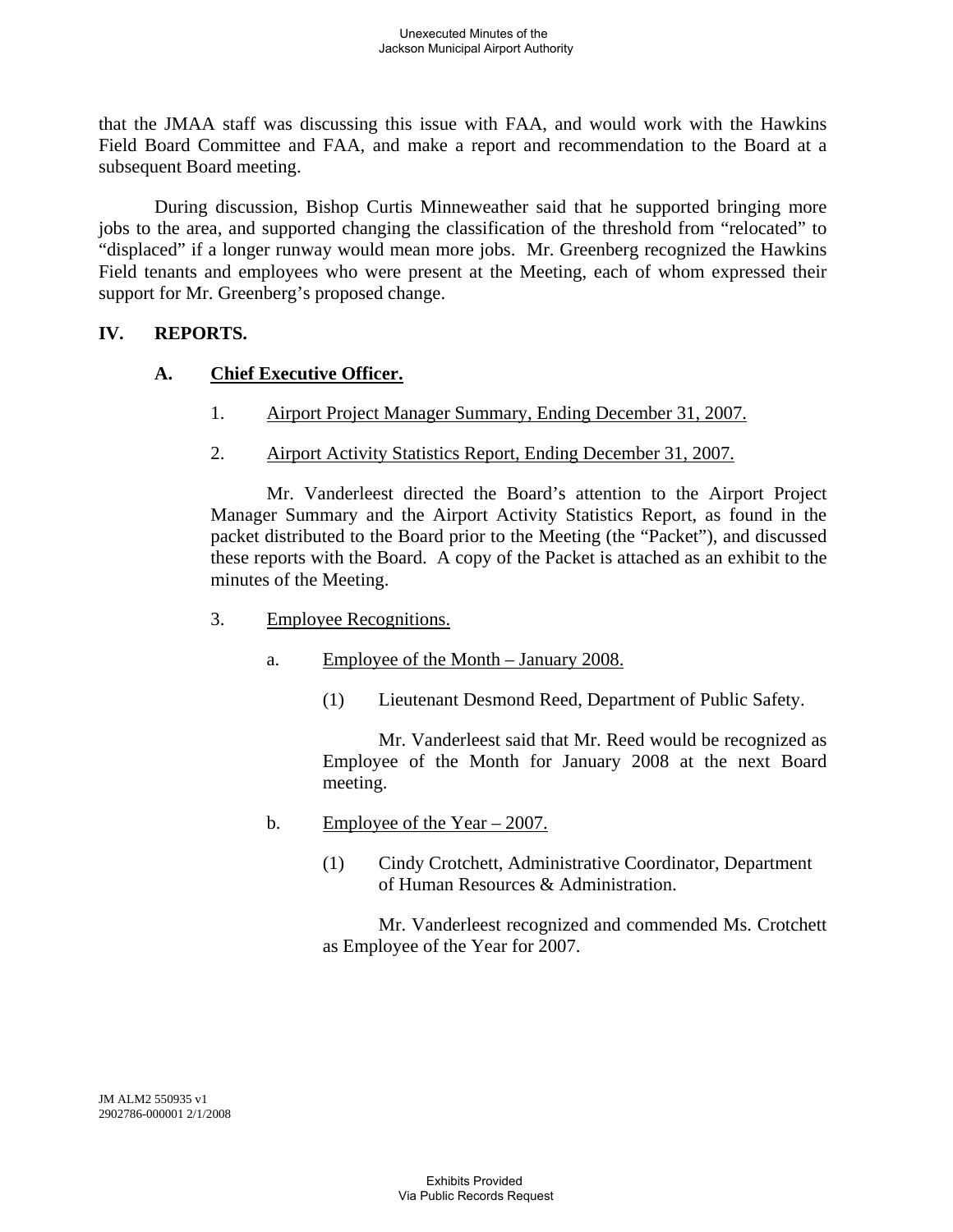that the JMAA staff was discussing this issue with FAA, and would work with the Hawkins Field Board Committee and FAA, and make a report and recommendation to the Board at a subsequent Board meeting.

During discussion, Bishop Curtis Minneweather said that he supported bringing more jobs to the area, and supported changing the classification of the threshold from "relocated" to "displaced" if a longer runway would mean more jobs. Mr. Greenberg recognized the Hawkins Field tenants and employees who were present at the Meeting, each of whom expressed their support for Mr. Greenberg's proposed change.

## IV. REPORTS.

### A. Chief Executive Officer.

1. Airport Project Manager Summary, Ending December 31, 2007.

2. Airport Activity Statistics Report, Ending December 31, 2007.

Mr. Vanderleest directed the Board's attention to the Airport Project Manager Summary and the Airport Activity Statistics Report, as found in the packet distributed to the Board prior to the Meeting (the "Packet"), and discussed these reports with the Board. A copy of the Packet is attached as an exhibit to the minutes of the Meeting.

3. Employee Recognitions.

   a. Employee of the Month – January 2008.

      (1) Lieutenant Desmond Reed, Department of Public Safety.

      Mr. Vanderleest said that Mr. Reed would be recognized as Employee of the Month for January 2008 at the next Board meeting.

   b. Employee of the Year – 2007.

      (1) Cindy Crotchett, Administrative Coordinator, Department of Human Resources & Administration.

      Mr. Vanderleest recognized and commended Ms. Crotchett as Employee of the Year for 2007.

JM ALM2 550935 v1
2902786-000001 2/1/2008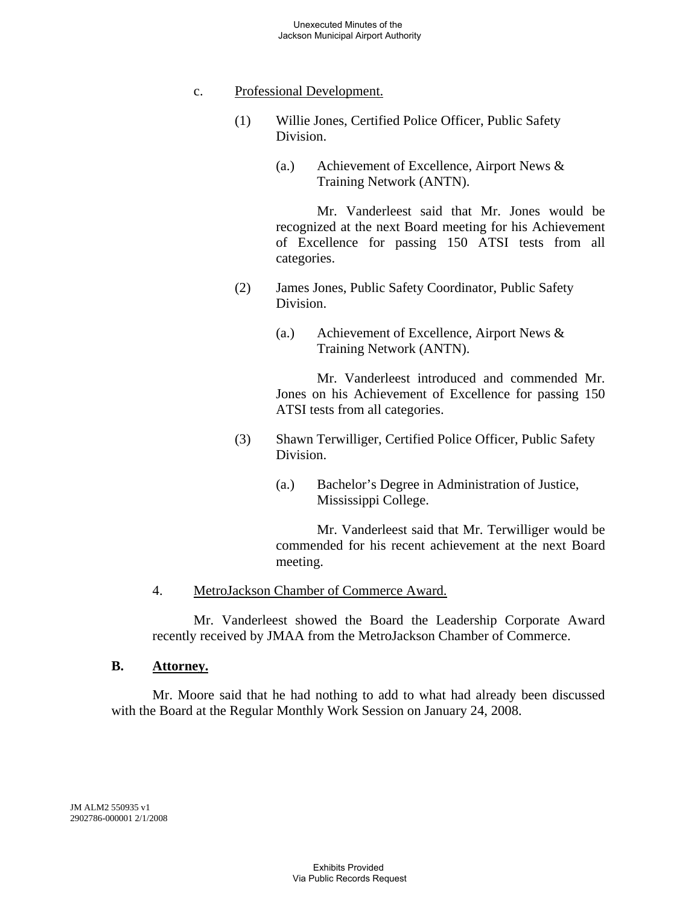c. Professional Development.

(1) Willie Jones, Certified Police Officer, Public Safety Division.

(a.) Achievement of Excellence, Airport News & Training Network (ANTN).

Mr. Vanderleest said that Mr. Jones would be recognized at the next Board meeting for his Achievement of Excellence for passing 150 ATSI tests from all categories.

(2) James Jones, Public Safety Coordinator, Public Safety Division.

(a.) Achievement of Excellence, Airport News & Training Network (ANTN).

Mr. Vanderleest introduced and commended Mr. Jones on his Achievement of Excellence for passing 150 ATSI tests from all categories.

(3) Shawn Terwilliger, Certified Police Officer, Public Safety Division.

(a.) Bachelor's Degree in Administration of Justice, Mississippi College.

Mr. Vanderleest said that Mr. Terwilliger would be commended for his recent achievement at the next Board meeting.

4. MetroJackson Chamber of Commerce Award.

Mr. Vanderleest showed the Board the Leadership Corporate Award recently received by JMAA from the MetroJackson Chamber of Commerce.

**B. Attorney.**

Mr. Moore said that he had nothing to add to what had already been discussed with the Board at the Regular Monthly Work Session on January 24, 2008.

JM ALM2 550935 v1
2902786-000001 2/1/2008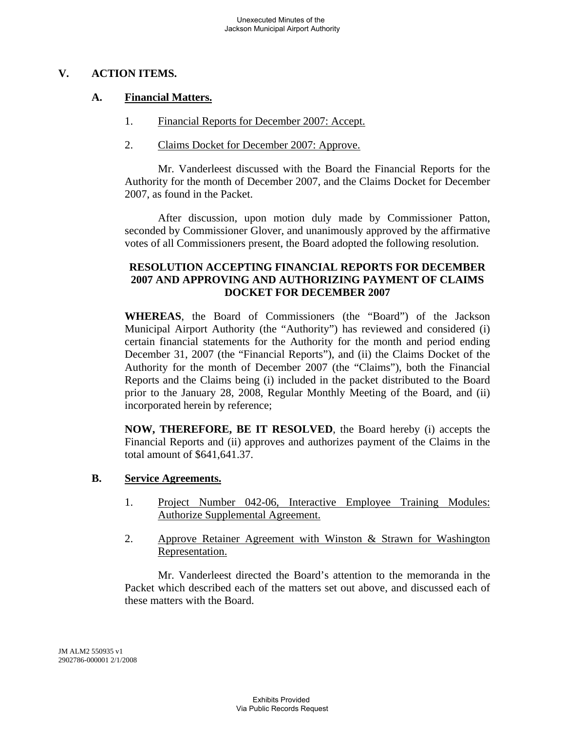## V. ACTION ITEMS.

### A. Financial Matters.

1. Financial Reports for December 2007: Accept.

2. Claims Docket for December 2007: Approve.

Mr. Vanderleest discussed with the Board the Financial Reports for the Authority for the month of December 2007, and the Claims Docket for December 2007, as found in the Packet.

After discussion, upon motion duly made by Commissioner Patton, seconded by Commissioner Glover, and unanimously approved by the affirmative votes of all Commissioners present, the Board adopted the following resolution.

**RESOLUTION ACCEPTING FINANCIAL REPORTS FOR DECEMBER 2007 AND APPROVING AND AUTHORIZING PAYMENT OF CLAIMS DOCKET FOR DECEMBER 2007**

**WHEREAS**, the Board of Commissioners (the "Board") of the Jackson Municipal Airport Authority (the "Authority") has reviewed and considered (i) certain financial statements for the Authority for the month and period ending December 31, 2007 (the "Financial Reports"), and (ii) the Claims Docket of the Authority for the month of December 2007 (the "Claims"), both the Financial Reports and the Claims being (i) included in the packet distributed to the Board prior to the January 28, 2008, Regular Monthly Meeting of the Board, and (ii) incorporated herein by reference;

**NOW, THEREFORE, BE IT RESOLVED**, the Board hereby (i) accepts the Financial Reports and (ii) approves and authorizes payment of the Claims in the total amount of $641,641.37.

### B. Service Agreements.

1. Project Number 042-06, Interactive Employee Training Modules: Authorize Supplemental Agreement.

2. Approve Retainer Agreement with Winston & Strawn for Washington Representation.

Mr. Vanderleest directed the Board's attention to the memoranda in the Packet which described each of the matters set out above, and discussed each of these matters with the Board.

JM ALM2 550935 v1
2902786-000001 2/1/2008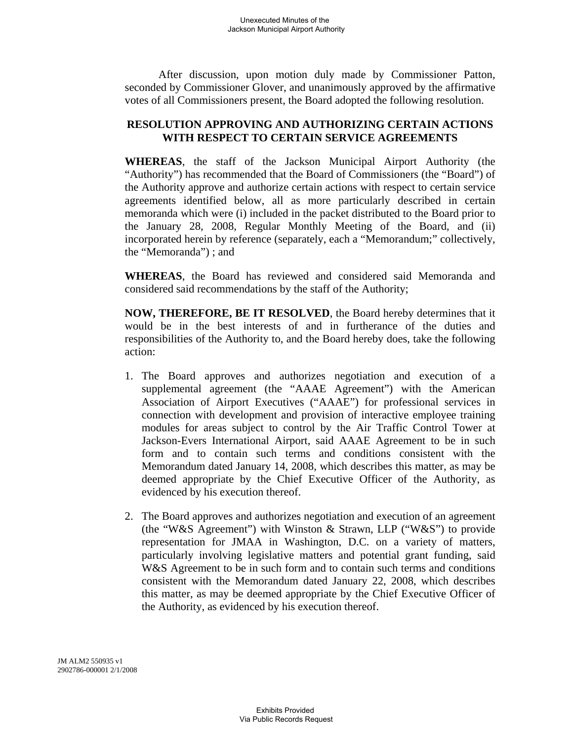After discussion, upon motion duly made by Commissioner Patton, seconded by Commissioner Glover, and unanimously approved by the affirmative votes of all Commissioners present, the Board adopted the following resolution.

**RESOLUTION APPROVING AND AUTHORIZING CERTAIN ACTIONS WITH RESPECT TO CERTAIN SERVICE AGREEMENTS**

**WHEREAS**, the staff of the Jackson Municipal Airport Authority (the "Authority") has recommended that the Board of Commissioners (the "Board") of the Authority approve and authorize certain actions with respect to certain service agreements identified below, all as more particularly described in certain memoranda which were (i) included in the packet distributed to the Board prior to the January 28, 2008, Regular Monthly Meeting of the Board, and (ii) incorporated herein by reference (separately, each a "Memorandum;" collectively, the "Memoranda") ; and

**WHEREAS**, the Board has reviewed and considered said Memoranda and considered said recommendations by the staff of the Authority;

**NOW, THEREFORE, BE IT RESOLVED**, the Board hereby determines that it would be in the best interests of and in furtherance of the duties and responsibilities of the Authority to, and the Board hereby does, take the following action:

1. The Board approves and authorizes negotiation and execution of a supplemental agreement (the "AAAE Agreement") with the American Association of Airport Executives ("AAAE") for professional services in connection with development and provision of interactive employee training modules for areas subject to control by the Air Traffic Control Tower at Jackson-Evers International Airport, said AAAE Agreement to be in such form and to contain such terms and conditions consistent with the Memorandum dated January 14, 2008, which describes this matter, as may be deemed appropriate by the Chief Executive Officer of the Authority, as evidenced by his execution thereof.

2. The Board approves and authorizes negotiation and execution of an agreement (the "W&S Agreement") with Winston & Strawn, LLP ("W&S") to provide representation for JMAA in Washington, D.C. on a variety of matters, particularly involving legislative matters and potential grant funding, said W&S Agreement to be in such form and to contain such terms and conditions consistent with the Memorandum dated January 22, 2008, which describes this matter, as may be deemed appropriate by the Chief Executive Officer of the Authority, as evidenced by his execution thereof.

JM ALM2 550935 v1
2902786-000001 2/1/2008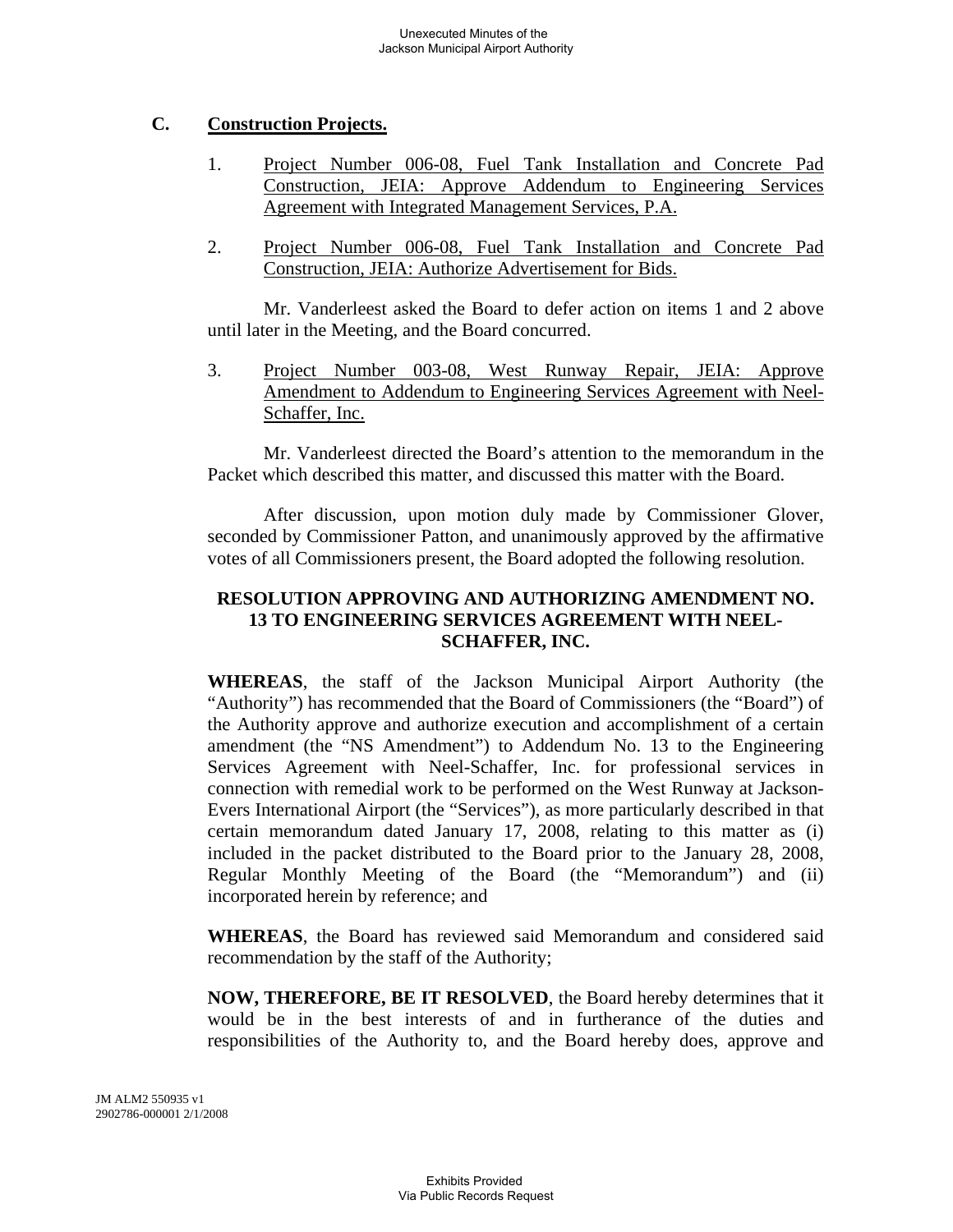## C. Construction Projects.

1. Project Number 006-08, Fuel Tank Installation and Concrete Pad Construction, JEIA: Approve Addendum to Engineering Services Agreement with Integrated Management Services, P.A.

2. Project Number 006-08, Fuel Tank Installation and Concrete Pad Construction, JEIA: Authorize Advertisement for Bids.

Mr. Vanderleest asked the Board to defer action on items 1 and 2 above until later in the Meeting, and the Board concurred.

3. Project Number 003-08, West Runway Repair, JEIA: Approve Amendment to Addendum to Engineering Services Agreement with Neel-Schaffer, Inc.

Mr. Vanderleest directed the Board's attention to the memorandum in the Packet which described this matter, and discussed this matter with the Board.

After discussion, upon motion duly made by Commissioner Glover, seconded by Commissioner Patton, and unanimously approved by the affirmative votes of all Commissioners present, the Board adopted the following resolution.

**RESOLUTION APPROVING AND AUTHORIZING AMENDMENT NO. 13 TO ENGINEERING SERVICES AGREEMENT WITH NEEL-SCHAFFER, INC.**

**WHEREAS**, the staff of the Jackson Municipal Airport Authority (the "Authority") has recommended that the Board of Commissioners (the "Board") of the Authority approve and authorize execution and accomplishment of a certain amendment (the "NS Amendment") to Addendum No. 13 to the Engineering Services Agreement with Neel-Schaffer, Inc. for professional services in connection with remedial work to be performed on the West Runway at Jackson-Evers International Airport (the "Services"), as more particularly described in that certain memorandum dated January 17, 2008, relating to this matter as (i) included in the packet distributed to the Board prior to the January 28, 2008, Regular Monthly Meeting of the Board (the "Memorandum") and (ii) incorporated herein by reference; and

**WHEREAS**, the Board has reviewed said Memorandum and considered said recommendation by the staff of the Authority;

**NOW, THEREFORE, BE IT RESOLVED**, the Board hereby determines that it would be in the best interests of and in furtherance of the duties and responsibilities of the Authority to, and the Board hereby does, approve and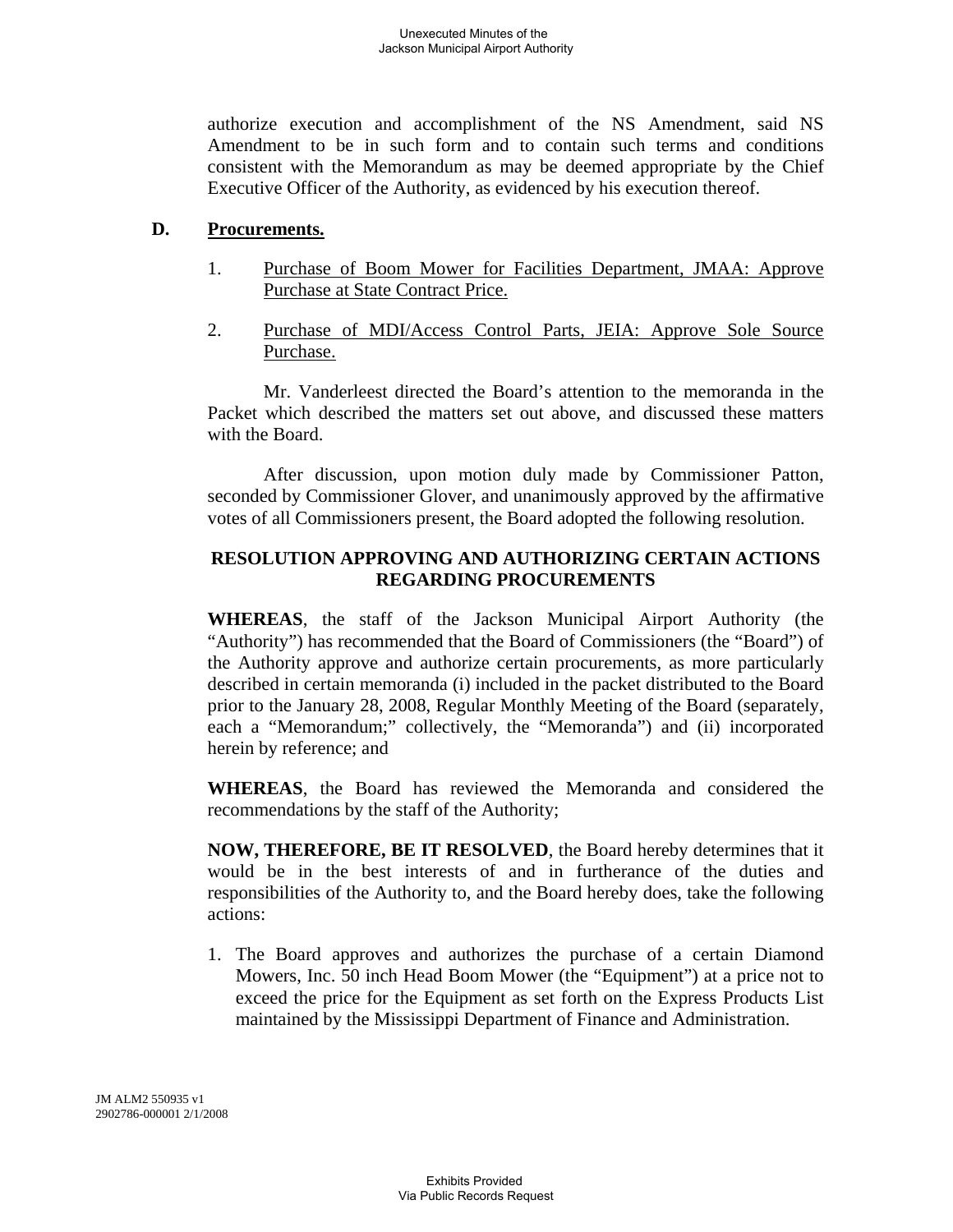authorize execution and accomplishment of the NS Amendment, said NS Amendment to be in such form and to contain such terms and conditions consistent with the Memorandum as may be deemed appropriate by the Chief Executive Officer of the Authority, as evidenced by his execution thereof.

**D. Procurements.**

1. Purchase of Boom Mower for Facilities Department, JMAA: Approve Purchase at State Contract Price.

2. Purchase of MDI/Access Control Parts, JEIA: Approve Sole Source Purchase.

Mr. Vanderleest directed the Board's attention to the memoranda in the Packet which described the matters set out above, and discussed these matters with the Board.

After discussion, upon motion duly made by Commissioner Patton, seconded by Commissioner Glover, and unanimously approved by the affirmative votes of all Commissioners present, the Board adopted the following resolution.

**RESOLUTION APPROVING AND AUTHORIZING CERTAIN ACTIONS REGARDING PROCUREMENTS**

**WHEREAS**, the staff of the Jackson Municipal Airport Authority (the "Authority") has recommended that the Board of Commissioners (the "Board") of the Authority approve and authorize certain procurements, as more particularly described in certain memoranda (i) included in the packet distributed to the Board prior to the January 28, 2008, Regular Monthly Meeting of the Board (separately, each a "Memorandum;" collectively, the "Memoranda") and (ii) incorporated herein by reference; and

**WHEREAS**, the Board has reviewed the Memoranda and considered the recommendations by the staff of the Authority;

**NOW, THEREFORE, BE IT RESOLVED**, the Board hereby determines that it would be in the best interests of and in furtherance of the duties and responsibilities of the Authority to, and the Board hereby does, take the following actions:

1. The Board approves and authorizes the purchase of a certain Diamond Mowers, Inc. 50 inch Head Boom Mower (the "Equipment") at a price not to exceed the price for the Equipment as set forth on the Express Products List maintained by the Mississippi Department of Finance and Administration.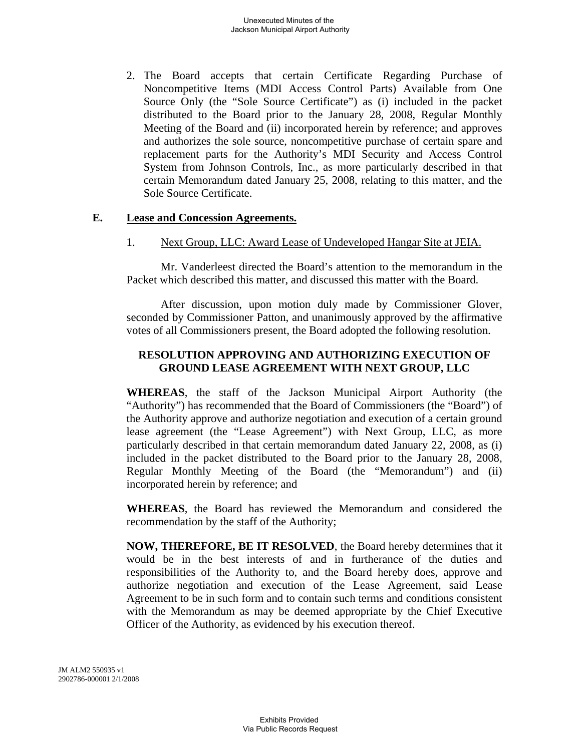2. The Board accepts that certain Certificate Regarding Purchase of Noncompetitive Items (MDI Access Control Parts) Available from One Source Only (the "Sole Source Certificate") as (i) included in the packet distributed to the Board prior to the January 28, 2008, Regular Monthly Meeting of the Board and (ii) incorporated herein by reference; and approves and authorizes the sole source, noncompetitive purchase of certain spare and replacement parts for the Authority's MDI Security and Access Control System from Johnson Controls, Inc., as more particularly described in that certain Memorandum dated January 25, 2008, relating to this matter, and the Sole Source Certificate.

**E. Lease and Concession Agreements.**

1. Next Group, LLC: Award Lease of Undeveloped Hangar Site at JEIA.

Mr. Vanderleest directed the Board's attention to the memorandum in the Packet which described this matter, and discussed this matter with the Board.

After discussion, upon motion duly made by Commissioner Glover, seconded by Commissioner Patton, and unanimously approved by the affirmative votes of all Commissioners present, the Board adopted the following resolution.

**RESOLUTION APPROVING AND AUTHORIZING EXECUTION OF GROUND LEASE AGREEMENT WITH NEXT GROUP, LLC**

**WHEREAS**, the staff of the Jackson Municipal Airport Authority (the "Authority") has recommended that the Board of Commissioners (the "Board") of the Authority approve and authorize negotiation and execution of a certain ground lease agreement (the "Lease Agreement") with Next Group, LLC, as more particularly described in that certain memorandum dated January 22, 2008, as (i) included in the packet distributed to the Board prior to the January 28, 2008, Regular Monthly Meeting of the Board (the "Memorandum") and (ii) incorporated herein by reference; and

**WHEREAS**, the Board has reviewed the Memorandum and considered the recommendation by the staff of the Authority;

**NOW, THEREFORE, BE IT RESOLVED**, the Board hereby determines that it would be in the best interests of and in furtherance of the duties and responsibilities of the Authority to, and the Board hereby does, approve and authorize negotiation and execution of the Lease Agreement, said Lease Agreement to be in such form and to contain such terms and conditions consistent with the Memorandum as may be deemed appropriate by the Chief Executive Officer of the Authority, as evidenced by his execution thereof.

JM ALM2 550935 v1
2902786-000001 2/1/2008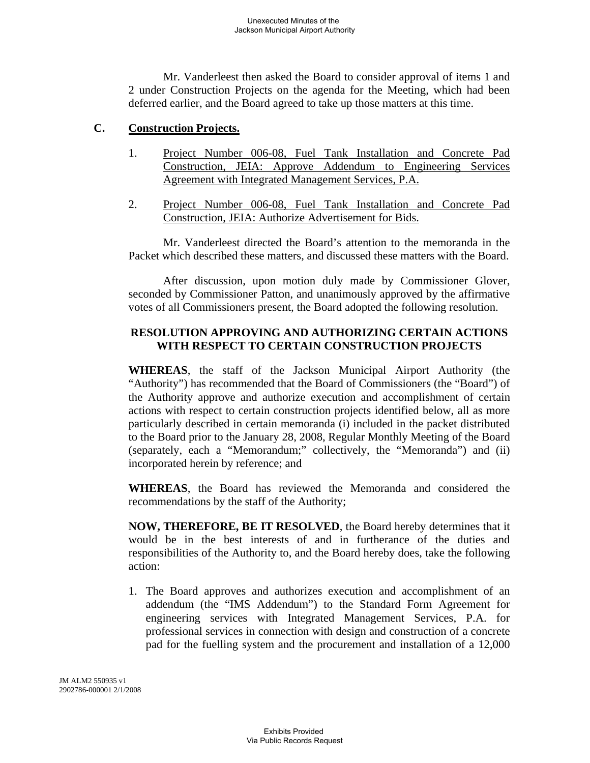Mr. Vanderleest then asked the Board to consider approval of items 1 and 2 under Construction Projects on the agenda for the Meeting, which had been deferred earlier, and the Board agreed to take up those matters at this time.

## C. Construction Projects.

1. Project Number 006-08, Fuel Tank Installation and Concrete Pad Construction, JEIA: Approve Addendum to Engineering Services Agreement with Integrated Management Services, P.A.

2. Project Number 006-08, Fuel Tank Installation and Concrete Pad Construction, JEIA: Authorize Advertisement for Bids.

Mr. Vanderleest directed the Board's attention to the memoranda in the Packet which described these matters, and discussed these matters with the Board.

After discussion, upon motion duly made by Commissioner Glover, seconded by Commissioner Patton, and unanimously approved by the affirmative votes of all Commissioners present, the Board adopted the following resolution.

**RESOLUTION APPROVING AND AUTHORIZING CERTAIN ACTIONS WITH RESPECT TO CERTAIN CONSTRUCTION PROJECTS**

**WHEREAS**, the staff of the Jackson Municipal Airport Authority (the "Authority") has recommended that the Board of Commissioners (the "Board") of the Authority approve and authorize execution and accomplishment of certain actions with respect to certain construction projects identified below, all as more particularly described in certain memoranda (i) included in the packet distributed to the Board prior to the January 28, 2008, Regular Monthly Meeting of the Board (separately, each a "Memorandum;" collectively, the "Memoranda") and (ii) incorporated herein by reference; and

**WHEREAS**, the Board has reviewed the Memoranda and considered the recommendations by the staff of the Authority;

**NOW, THEREFORE, BE IT RESOLVED**, the Board hereby determines that it would be in the best interests of and in furtherance of the duties and responsibilities of the Authority to, and the Board hereby does, take the following action:

1. The Board approves and authorizes execution and accomplishment of an addendum (the "IMS Addendum") to the Standard Form Agreement for engineering services with Integrated Management Services, P.A. for professional services in connection with design and construction of a concrete pad for the fuelling system and the procurement and installation of a 12,000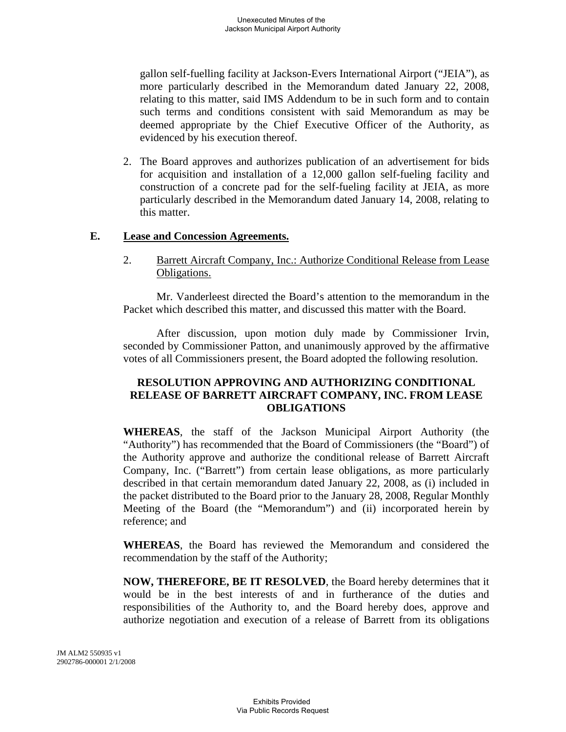gallon self-fuelling facility at Jackson-Evers International Airport ("JEIA"), as more particularly described in the Memorandum dated January 22, 2008, relating to this matter, said IMS Addendum to be in such form and to contain such terms and conditions consistent with said Memorandum as may be deemed appropriate by the Chief Executive Officer of the Authority, as evidenced by his execution thereof.

2. The Board approves and authorizes publication of an advertisement for bids for acquisition and installation of a 12,000 gallon self-fueling facility and construction of a concrete pad for the self-fueling facility at JEIA, as more particularly described in the Memorandum dated January 14, 2008, relating to this matter.

### E. Lease and Concession Agreements.

2. Barrett Aircraft Company, Inc.: Authorize Conditional Release from Lease Obligations.

Mr. Vanderleest directed the Board's attention to the memorandum in the Packet which described this matter, and discussed this matter with the Board.

After discussion, upon motion duly made by Commissioner Irvin, seconded by Commissioner Patton, and unanimously approved by the affirmative votes of all Commissioners present, the Board adopted the following resolution.

**RESOLUTION APPROVING AND AUTHORIZING CONDITIONAL RELEASE OF BARRETT AIRCRAFT COMPANY, INC. FROM LEASE OBLIGATIONS**

**WHEREAS**, the staff of the Jackson Municipal Airport Authority (the "Authority") has recommended that the Board of Commissioners (the "Board") of the Authority approve and authorize the conditional release of Barrett Aircraft Company, Inc. ("Barrett") from certain lease obligations, as more particularly described in that certain memorandum dated January 22, 2008, as (i) included in the packet distributed to the Board prior to the January 28, 2008, Regular Monthly Meeting of the Board (the "Memorandum") and (ii) incorporated herein by reference; and

**WHEREAS**, the Board has reviewed the Memorandum and considered the recommendation by the staff of the Authority;

**NOW, THEREFORE, BE IT RESOLVED**, the Board hereby determines that it would be in the best interests of and in furtherance of the duties and responsibilities of the Authority to, and the Board hereby does, approve and authorize negotiation and execution of a release of Barrett from its obligations

JM ALM2 550935 v1
2902786-000001 2/1/2008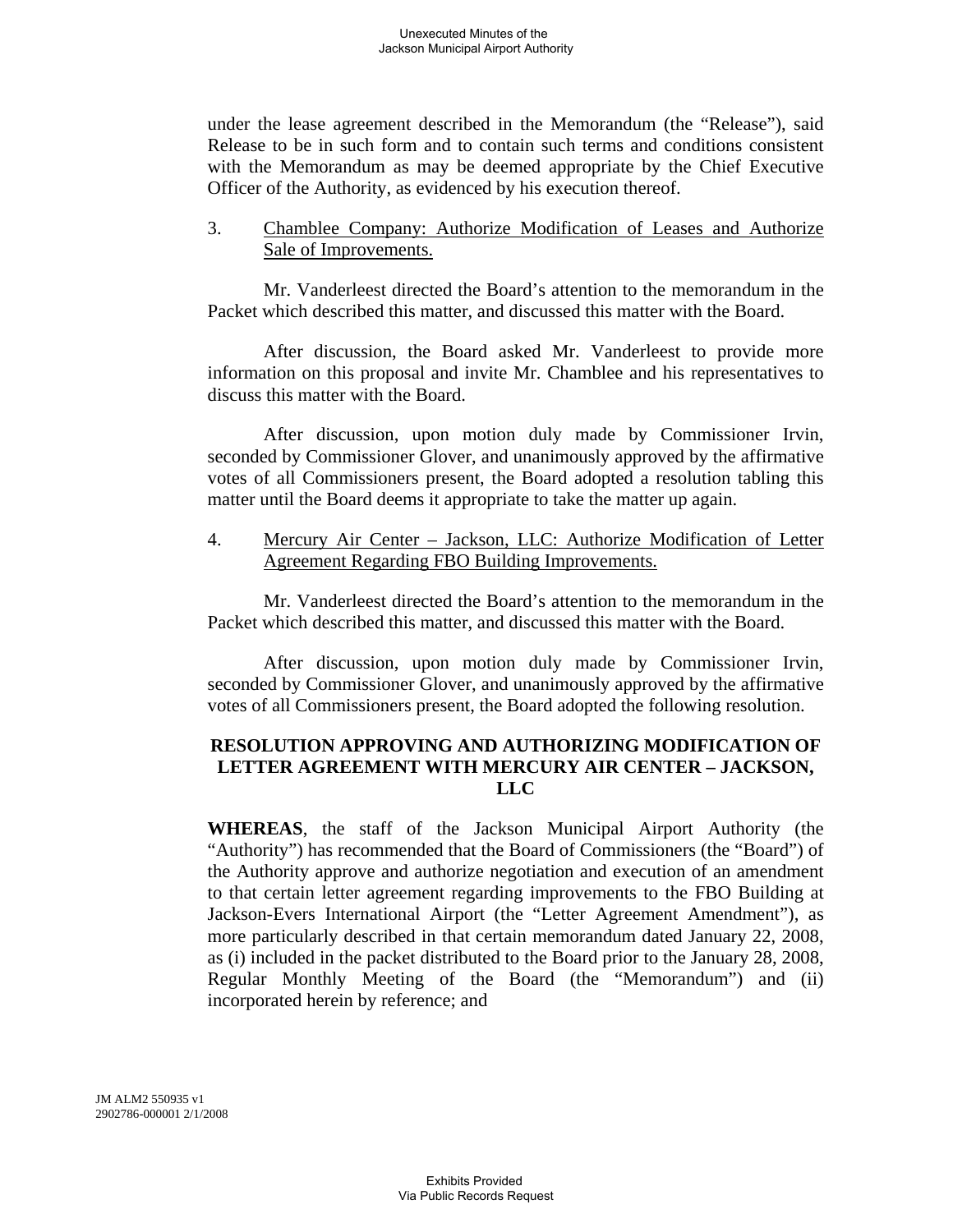under the lease agreement described in the Memorandum (the "Release"), said Release to be in such form and to contain such terms and conditions consistent with the Memorandum as may be deemed appropriate by the Chief Executive Officer of the Authority, as evidenced by his execution thereof.

3. Chamblee Company: Authorize Modification of Leases and Authorize Sale of Improvements.

Mr. Vanderleest directed the Board's attention to the memorandum in the Packet which described this matter, and discussed this matter with the Board.

After discussion, the Board asked Mr. Vanderleest to provide more information on this proposal and invite Mr. Chamblee and his representatives to discuss this matter with the Board.

After discussion, upon motion duly made by Commissioner Irvin, seconded by Commissioner Glover, and unanimously approved by the affirmative votes of all Commissioners present, the Board adopted a resolution tabling this matter until the Board deems it appropriate to take the matter up again.

4. Mercury Air Center – Jackson, LLC: Authorize Modification of Letter Agreement Regarding FBO Building Improvements.

Mr. Vanderleest directed the Board's attention to the memorandum in the Packet which described this matter, and discussed this matter with the Board.

After discussion, upon motion duly made by Commissioner Irvin, seconded by Commissioner Glover, and unanimously approved by the affirmative votes of all Commissioners present, the Board adopted the following resolution.

**RESOLUTION APPROVING AND AUTHORIZING MODIFICATION OF LETTER AGREEMENT WITH MERCURY AIR CENTER – JACKSON, LLC**

**WHEREAS**, the staff of the Jackson Municipal Airport Authority (the "Authority") has recommended that the Board of Commissioners (the "Board") of the Authority approve and authorize negotiation and execution of an amendment to that certain letter agreement regarding improvements to the FBO Building at Jackson-Evers International Airport (the "Letter Agreement Amendment"), as more particularly described in that certain memorandum dated January 22, 2008, as (i) included in the packet distributed to the Board prior to the January 28, 2008, Regular Monthly Meeting of the Board (the "Memorandum") and (ii) incorporated herein by reference; and

JM ALM2 550935 v1
2902786-000001 2/1/2008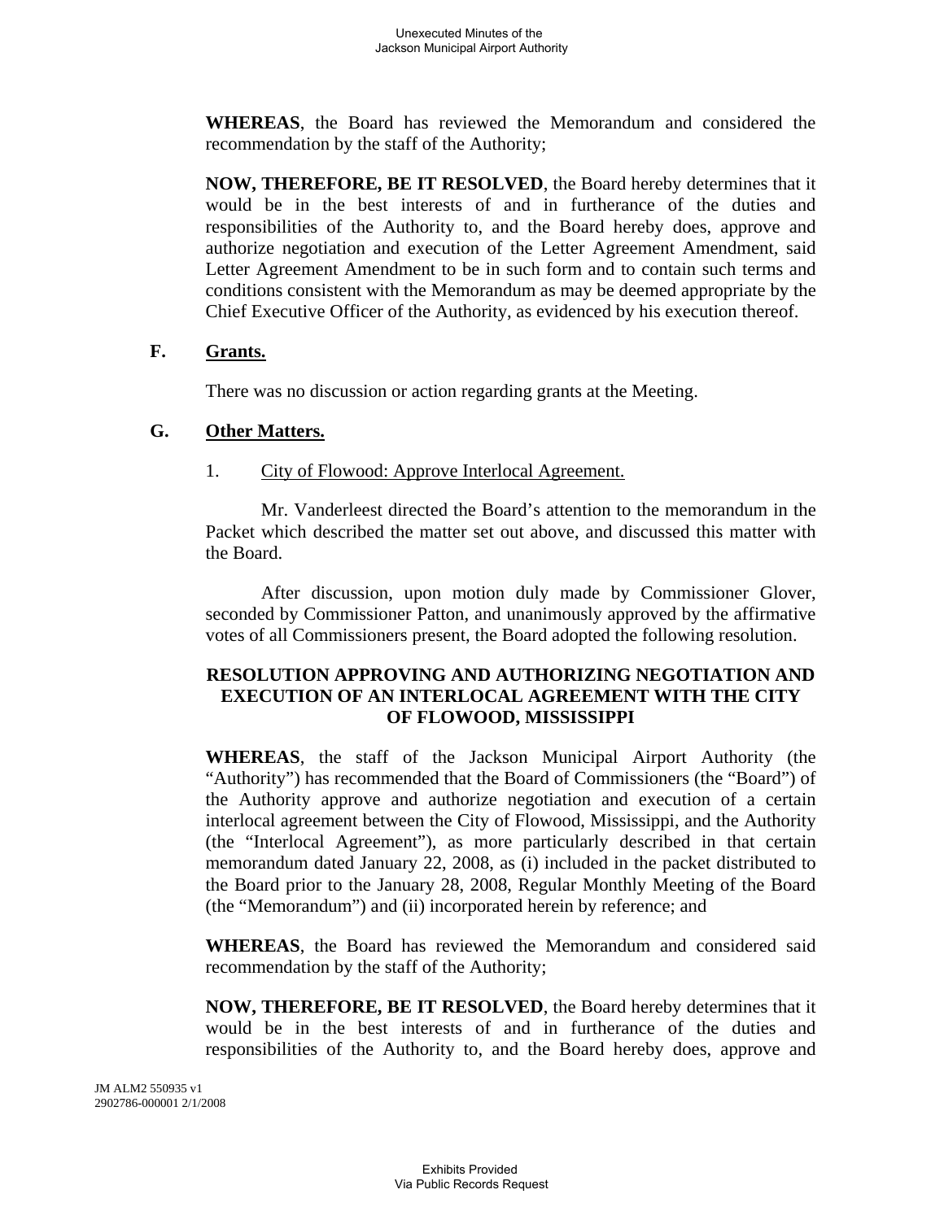**WHEREAS**, the Board has reviewed the Memorandum and considered the recommendation by the staff of the Authority;

**NOW, THEREFORE, BE IT RESOLVED**, the Board hereby determines that it would be in the best interests of and in furtherance of the duties and responsibilities of the Authority to, and the Board hereby does, approve and authorize negotiation and execution of the Letter Agreement Amendment, said Letter Agreement Amendment to be in such form and to contain such terms and conditions consistent with the Memorandum as may be deemed appropriate by the Chief Executive Officer of the Authority, as evidenced by his execution thereof.

**F. Grants.**

There was no discussion or action regarding grants at the Meeting.

**G. Other Matters.**

1. City of Flowood: Approve Interlocal Agreement.

Mr. Vanderleest directed the Board's attention to the memorandum in the Packet which described the matter set out above, and discussed this matter with the Board.

After discussion, upon motion duly made by Commissioner Glover, seconded by Commissioner Patton, and unanimously approved by the affirmative votes of all Commissioners present, the Board adopted the following resolution.

**RESOLUTION APPROVING AND AUTHORIZING NEGOTIATION AND EXECUTION OF AN INTERLOCAL AGREEMENT WITH THE CITY OF FLOWOOD, MISSISSIPPI**

**WHEREAS**, the staff of the Jackson Municipal Airport Authority (the "Authority") has recommended that the Board of Commissioners (the "Board") of the Authority approve and authorize negotiation and execution of a certain interlocal agreement between the City of Flowood, Mississippi, and the Authority (the "Interlocal Agreement"), as more particularly described in that certain memorandum dated January 22, 2008, as (i) included in the packet distributed to the Board prior to the January 28, 2008, Regular Monthly Meeting of the Board (the "Memorandum") and (ii) incorporated herein by reference; and

**WHEREAS**, the Board has reviewed the Memorandum and considered said recommendation by the staff of the Authority;

**NOW, THEREFORE, BE IT RESOLVED**, the Board hereby determines that it would be in the best interests of and in furtherance of the duties and responsibilities of the Authority to, and the Board hereby does, approve and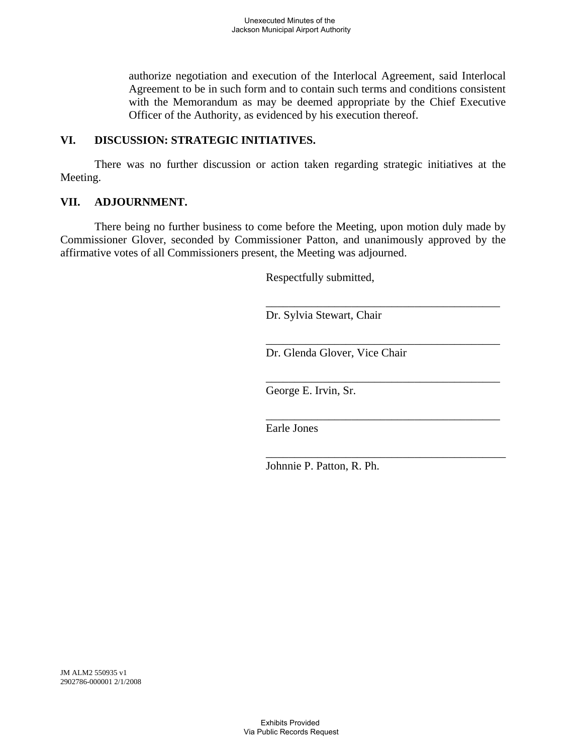authorize negotiation and execution of the Interlocal Agreement, said Interlocal Agreement to be in such form and to contain such terms and conditions consistent with the Memorandum as may be deemed appropriate by the Chief Executive Officer of the Authority, as evidenced by his execution thereof.

## VI. DISCUSSION: STRATEGIC INITIATIVES.

There was no further discussion or action taken regarding strategic initiatives at the Meeting.

## VII. ADJOURNMENT.

There being no further business to come before the Meeting, upon motion duly made by Commissioner Glover, seconded by Commissioner Patton, and unanimously approved by the affirmative votes of all Commissioners present, the Meeting was adjourned.

Respectfully submitted,

\_\_\_\_\_\_\_\_\_\_\_\_\_\_\_\_\_\_\_\_\_\_\_\_\_\_\_\_\_\_\_\_\_\_\_\_\_\_\_\_\_
Dr. Sylvia Stewart, Chair

\_\_\_\_\_\_\_\_\_\_\_\_\_\_\_\_\_\_\_\_\_\_\_\_\_\_\_\_\_\_\_\_\_\_\_\_\_\_\_\_\_
Dr. Glenda Glover, Vice Chair

\_\_\_\_\_\_\_\_\_\_\_\_\_\_\_\_\_\_\_\_\_\_\_\_\_\_\_\_\_\_\_\_\_\_\_\_\_\_\_\_\_
George E. Irvin, Sr.

\_\_\_\_\_\_\_\_\_\_\_\_\_\_\_\_\_\_\_\_\_\_\_\_\_\_\_\_\_\_\_\_\_\_\_\_\_\_\_\_\_
Earle Jones

\_\_\_\_\_\_\_\_\_\_\_\_\_\_\_\_\_\_\_\_\_\_\_\_\_\_\_\_\_\_\_\_\_\_\_\_\_\_\_\_\_
Johnnie P. Patton, R. Ph.

JM ALM2 550935 v1
2902786-000001 2/1/2008